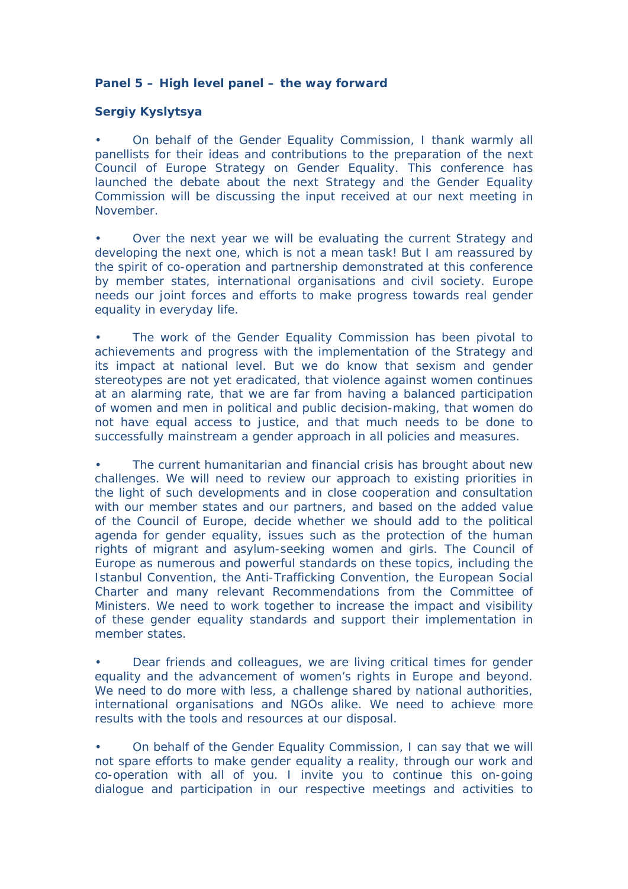**Panel 5 – High level panel – the way forward**

**Sergiy Kyslytsya**

- On behalf of the Gender Equality Commission, I thank warmly all panellists for their ideas and contributions to the preparation of the next Council of Europe Strategy on Gender Equality. This conference has launched the debate about the next Strategy and the Gender Equality Commission will be discussing the input received at our next meeting in November.

- Over the next year we will be evaluating the current Strategy and developing the next one, which is not a mean task! But I am reassured by the spirit of co-operation and partnership demonstrated at this conference by member states, international organisations and civil society. Europe needs our joint forces and efforts to make progress towards real gender equality in everyday life.

- The work of the Gender Equality Commission has been pivotal to achievements and progress with the implementation of the Strategy and its impact at national level. But we do know that sexism and gender stereotypes are not yet eradicated, that violence against women continues at an alarming rate, that we are far from having a balanced participation of women and men in political and public decision-making, that women do not have equal access to justice, and that much needs to be done to successfully mainstream a gender approach in all policies and measures.

- The current humanitarian and financial crisis has brought about new challenges. We will need to review our approach to existing priorities in the light of such developments and in close cooperation and consultation with our member states and our partners, and based on the added value of the Council of Europe, decide whether we should add to the political agenda for gender equality, issues such as the protection of the human rights of migrant and asylum-seeking women and girls. The Council of Europe as numerous and powerful standards on these topics, including the Istanbul Convention, the Anti-Trafficking Convention, the European Social Charter and many relevant Recommendations from the Committee of Ministers. We need to work together to increase the impact and visibility of these gender equality standards and support their implementation in member states.

- Dear friends and colleagues, we are living critical times for gender equality and the advancement of women's rights in Europe and beyond. We need to do more with less, a challenge shared by national authorities, international organisations and NGOs alike. We need to achieve more results with the tools and resources at our disposal.

- On behalf of the Gender Equality Commission, I can say that we will not spare efforts to make gender equality a reality, through our work and co-operation with all of you. I invite you to continue this on-going dialogue and participation in our respective meetings and activities to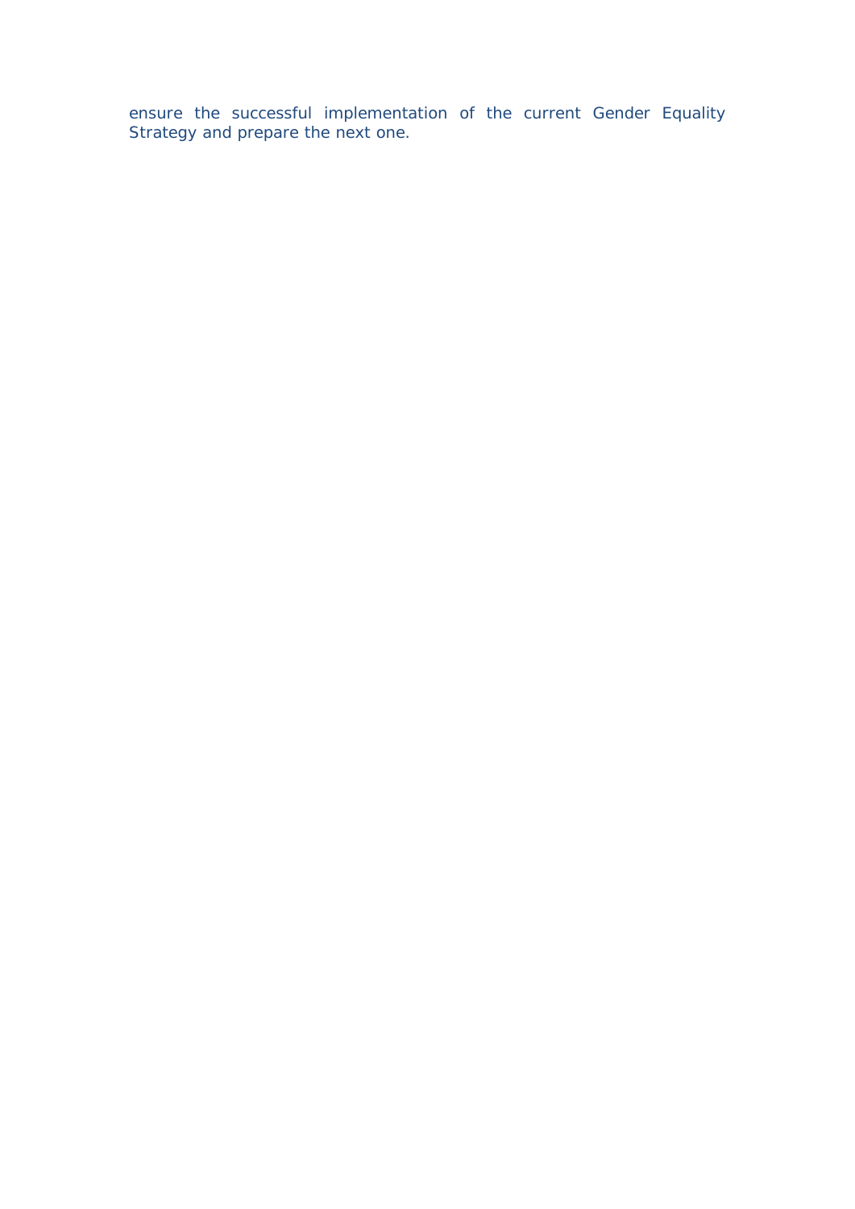ensure the successful implementation of the current Gender Equality Strategy and prepare the next one.